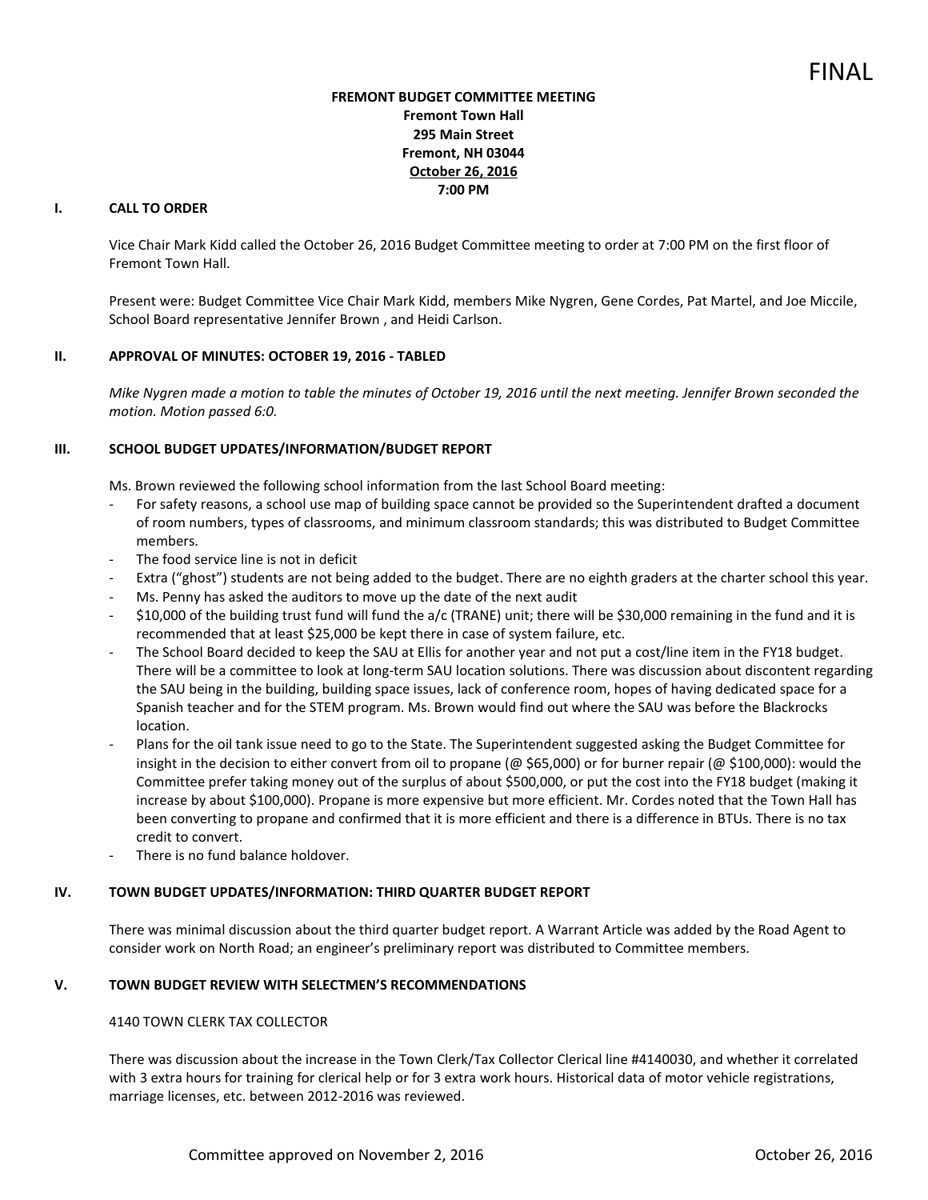FINAL

**FREMONT BUDGET COMMITTEE MEETING**
**Fremont Town Hall**
**295 Main Street**
**Fremont, NH 03044**
**October 26, 2016**
**7:00 PM**

## I. CALL TO ORDER

Vice Chair Mark Kidd called the October 26, 2016 Budget Committee meeting to order at 7:00 PM on the first floor of Fremont Town Hall.

Present were: Budget Committee Vice Chair Mark Kidd, members Mike Nygren, Gene Cordes, Pat Martel, and Joe Miccile, School Board representative Jennifer Brown , and Heidi Carlson.

## II. APPROVAL OF MINUTES: OCTOBER 19, 2016 - TABLED

*Mike Nygren made a motion to table the minutes of October 19, 2016 until the next meeting. Jennifer Brown seconded the motion. Motion passed 6:0.*

## III. SCHOOL BUDGET UPDATES/INFORMATION/BUDGET REPORT

Ms. Brown reviewed the following school information from the last School Board meeting:

- For safety reasons, a school use map of building space cannot be provided so the Superintendent drafted a document of room numbers, types of classrooms, and minimum classroom standards; this was distributed to Budget Committee members.
- The food service line is not in deficit
- Extra ("ghost") students are not being added to the budget. There are no eighth graders at the charter school this year.
- Ms. Penny has asked the auditors to move up the date of the next audit
- $10,000 of the building trust fund will fund the a/c (TRANE) unit; there will be $30,000 remaining in the fund and it is recommended that at least $25,000 be kept there in case of system failure, etc.
- The School Board decided to keep the SAU at Ellis for another year and not put a cost/line item in the FY18 budget. There will be a committee to look at long-term SAU location solutions. There was discussion about discontent regarding the SAU being in the building, building space issues, lack of conference room, hopes of having dedicated space for a Spanish teacher and for the STEM program. Ms. Brown would find out where the SAU was before the Blackrocks location.
- Plans for the oil tank issue need to go to the State. The Superintendent suggested asking the Budget Committee for insight in the decision to either convert from oil to propane (@ $65,000) or for burner repair (@ $100,000): would the Committee prefer taking money out of the surplus of about $500,000, or put the cost into the FY18 budget (making it increase by about $100,000). Propane is more expensive but more efficient. Mr. Cordes noted that the Town Hall has been converting to propane and confirmed that it is more efficient and there is a difference in BTUs. There is no tax credit to convert.
- There is no fund balance holdover.

## IV. TOWN BUDGET UPDATES/INFORMATION: THIRD QUARTER BUDGET REPORT

There was minimal discussion about the third quarter budget report. A Warrant Article was added by the Road Agent to consider work on North Road; an engineer's preliminary report was distributed to Committee members.

## V. TOWN BUDGET REVIEW WITH SELECTMEN'S RECOMMENDATIONS

4140 TOWN CLERK TAX COLLECTOR

There was discussion about the increase in the Town Clerk/Tax Collector Clerical line #4140030, and whether it correlated with 3 extra hours for training for clerical help or for 3 extra work hours. Historical data of motor vehicle registrations, marriage licenses, etc. between 2012-2016 was reviewed.

Committee approved on November 2, 2016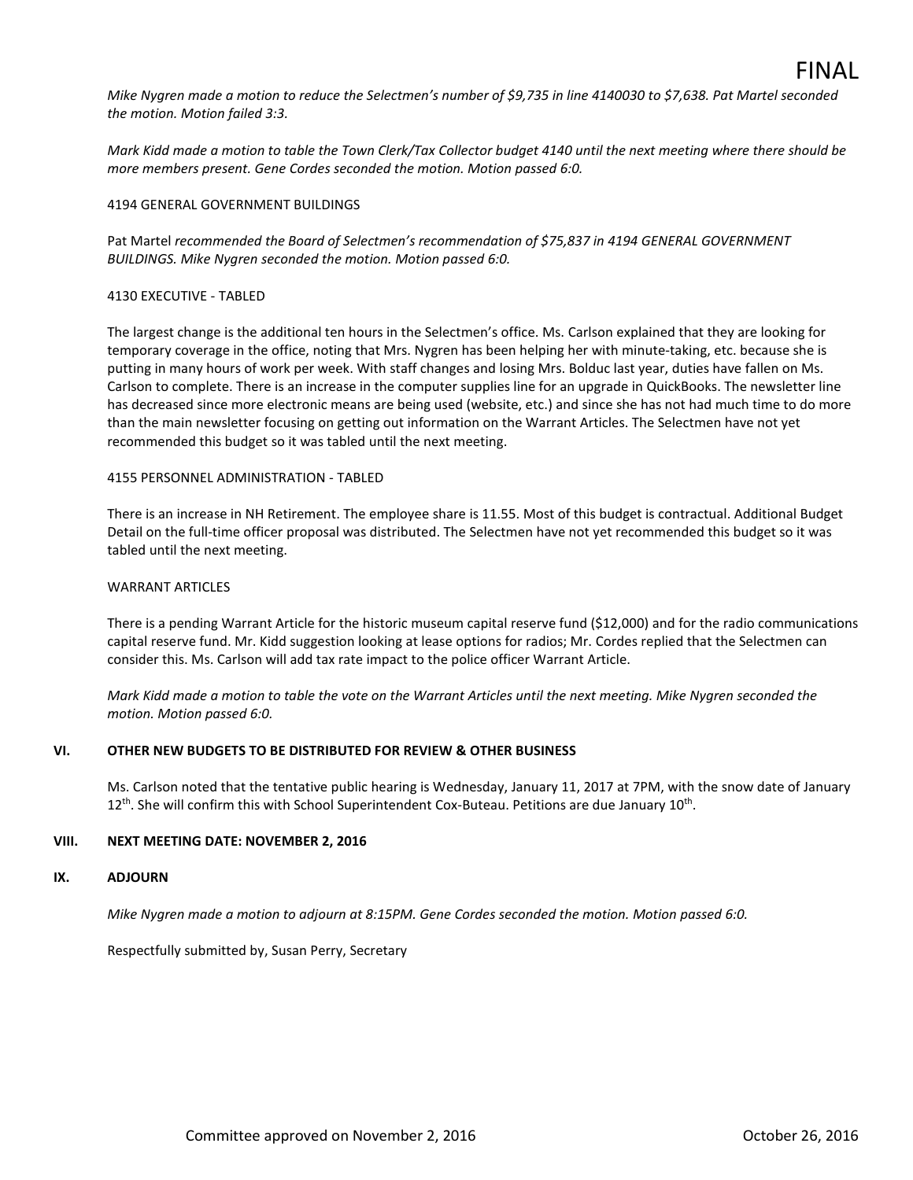*Mike Nygren made a motion to reduce the Selectmen's number of $9,735 in line 4140030 to $7,638. Pat Martel seconded the motion. Motion failed 3:3.*

*Mark Kidd made a motion to table the Town Clerk/Tax Collector budget 4140 until the next meeting where there should be more members present. Gene Cordes seconded the motion. Motion passed 6:0.*

4194 GENERAL GOVERNMENT BUILDINGS

Pat Martel *recommended the Board of Selectmen's recommendation of $75,837 in 4194 GENERAL GOVERNMENT BUILDINGS. Mike Nygren seconded the motion. Motion passed 6:0.*

4130 EXECUTIVE - TABLED

The largest change is the additional ten hours in the Selectmen's office. Ms. Carlson explained that they are looking for temporary coverage in the office, noting that Mrs. Nygren has been helping her with minute-taking, etc. because she is putting in many hours of work per week. With staff changes and losing Mrs. Bolduc last year, duties have fallen on Ms. Carlson to complete. There is an increase in the computer supplies line for an upgrade in QuickBooks. The newsletter line has decreased since more electronic means are being used (website, etc.) and since she has not had much time to do more than the main newsletter focusing on getting out information on the Warrant Articles. The Selectmen have not yet recommended this budget so it was tabled until the next meeting.

4155 PERSONNEL ADMINISTRATION - TABLED

There is an increase in NH Retirement. The employee share is 11.55. Most of this budget is contractual. Additional Budget Detail on the full-time officer proposal was distributed. The Selectmen have not yet recommended this budget so it was tabled until the next meeting.

WARRANT ARTICLES

There is a pending Warrant Article for the historic museum capital reserve fund ($12,000) and for the radio communications capital reserve fund. Mr. Kidd suggestion looking at lease options for radios; Mr. Cordes replied that the Selectmen can consider this. Ms. Carlson will add tax rate impact to the police officer Warrant Article.

*Mark Kidd made a motion to table the vote on the Warrant Articles until the next meeting. Mike Nygren seconded the motion. Motion passed 6:0.*

## VI. OTHER NEW BUDGETS TO BE DISTRIBUTED FOR REVIEW & OTHER BUSINESS

Ms. Carlson noted that the tentative public hearing is Wednesday, January 11, 2017 at 7PM, with the snow date of January 12th. She will confirm this with School Superintendent Cox-Buteau. Petitions are due January 10th.

## VIII. NEXT MEETING DATE: NOVEMBER 2, 2016

## IX. ADJOURN

*Mike Nygren made a motion to adjourn at 8:15PM. Gene Cordes seconded the motion. Motion passed 6:0.*

Respectfully submitted by, Susan Perry, Secretary

Committee approved on November 2, 2016

October 26, 2016